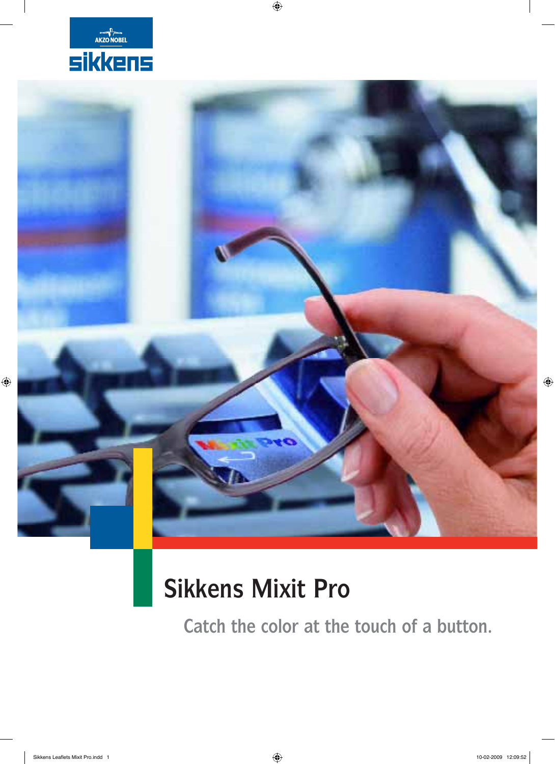AKZO NOBEL

sikkens

# Sikkens Mixit Pro

Catch the color at the touch of a button.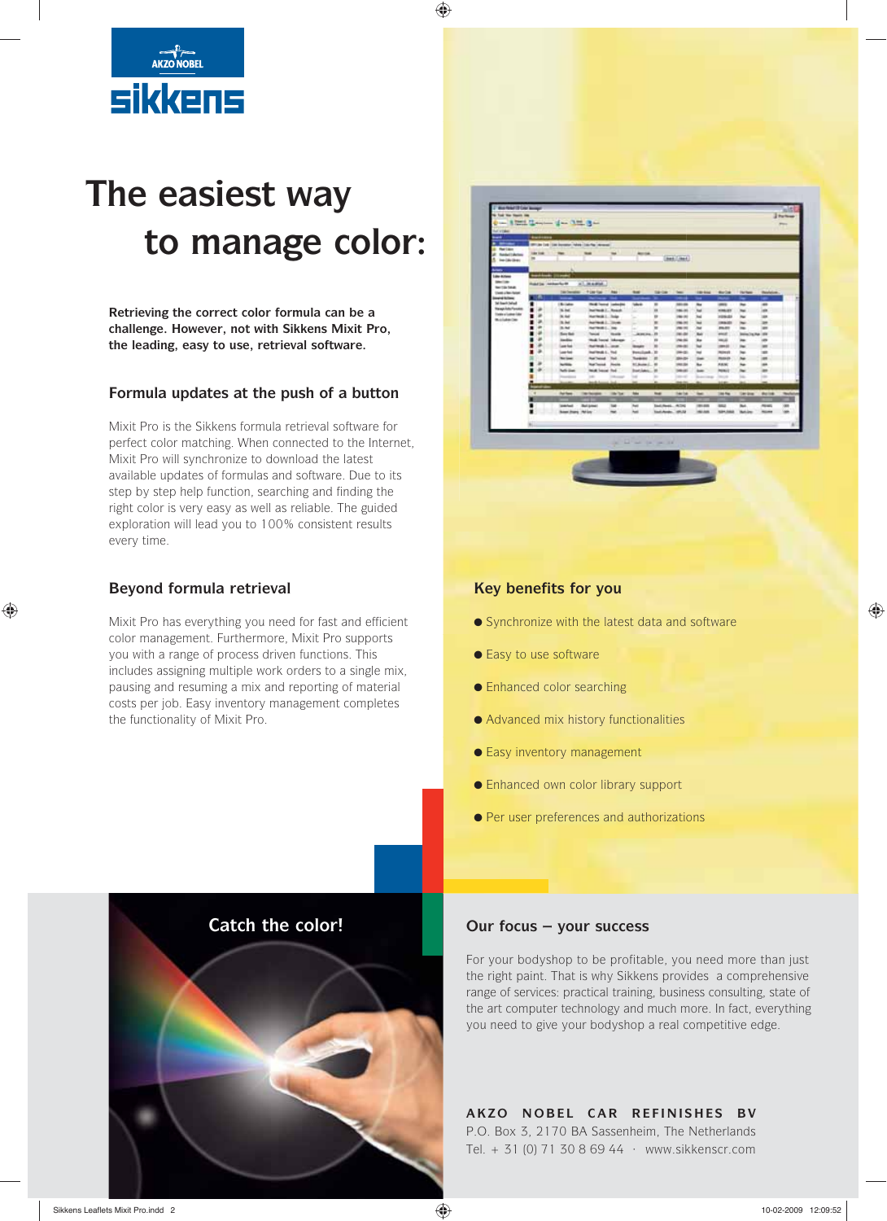AKZO NOBEL

sikkens

# The easiest way to manage color:

**Retrieving the correct color formula can be a challenge. However, not with Sikkens Mixit Pro, the leading, easy to use, retrieval software.**

## Formula updates at the push of a button

Mixit Pro is the Sikkens formula retrieval software for perfect color matching. When connected to the Internet, Mixit Pro will synchronize to download the latest available updates of formulas and software. Due to its step by step help function, searching and finding the right color is very easy as well as reliable. The guided exploration will lead you to 100% consistent results every time.

## Beyond formula retrieval

Mixit Pro has everything you need for fast and efficient color management. Furthermore, Mixit Pro supports you with a range of process driven functions. This includes assigning multiple work orders to a single mix, pausing and resuming a mix and reporting of material costs per job. Easy inventory management completes the functionality of Mixit Pro.

## Key benefits for you

- Synchronize with the latest data and software
- Easy to use software
- Enhanced color searching
- Advanced mix history functionalities
- Easy inventory management
- Enhanced own color library support
- Per user preferences and authorizations

Catch the color!

## Our focus – your success

For your bodyshop to be profitable, you need more than just the right paint. That is why Sikkens provides a comprehensive range of services: practical training, business consulting, state of the art computer technology and much more. In fact, everything you need to give your bodyshop a real competitive edge.

**AKZO NOBEL CAR REFINISHES BV**
P.O. Box 3, 2170 BA Sassenheim, The Netherlands
Tel. + 31 (0) 71 30 8 69 44 · www.sikkenscr.com